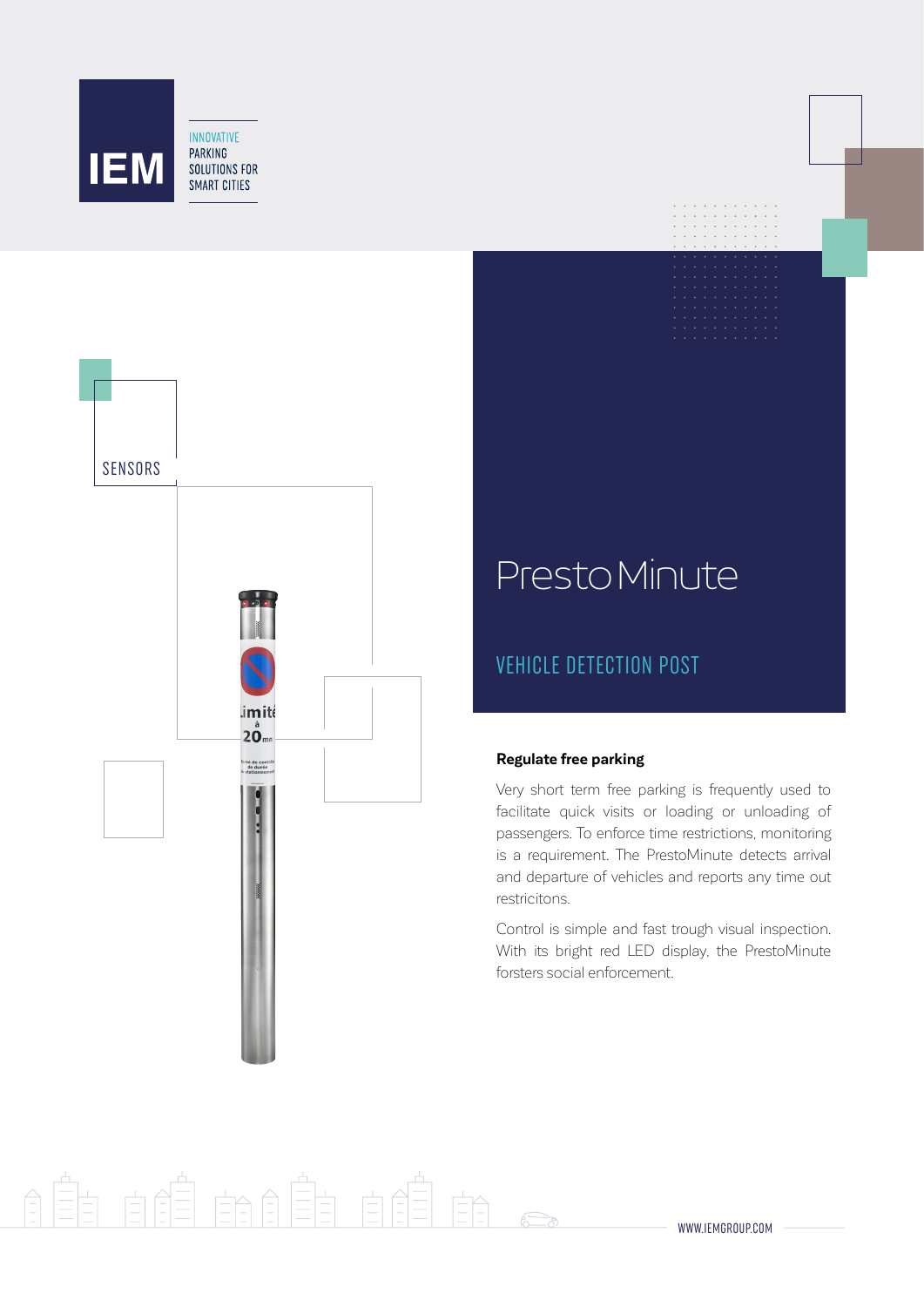IEM

INNOVATIVE PARKING SOLUTIONS FOR SMART CITIES

SENSORS

# PrestoMinute

## VEHICLE DETECTION POST

**Regulate free parking**

Very short term free parking is frequently used to facilitate quick visits or loading or unloading of passengers. To enforce time restrictions, monitoring is a requirement. The PrestoMinute detects arrival and departure of vehicles and reports any time out restricitons.

Control is simple and fast trough visual inspection. With its bright red LED display, the PrestoMinute forsters social enforcement.

WWW.IEMGROUP.COM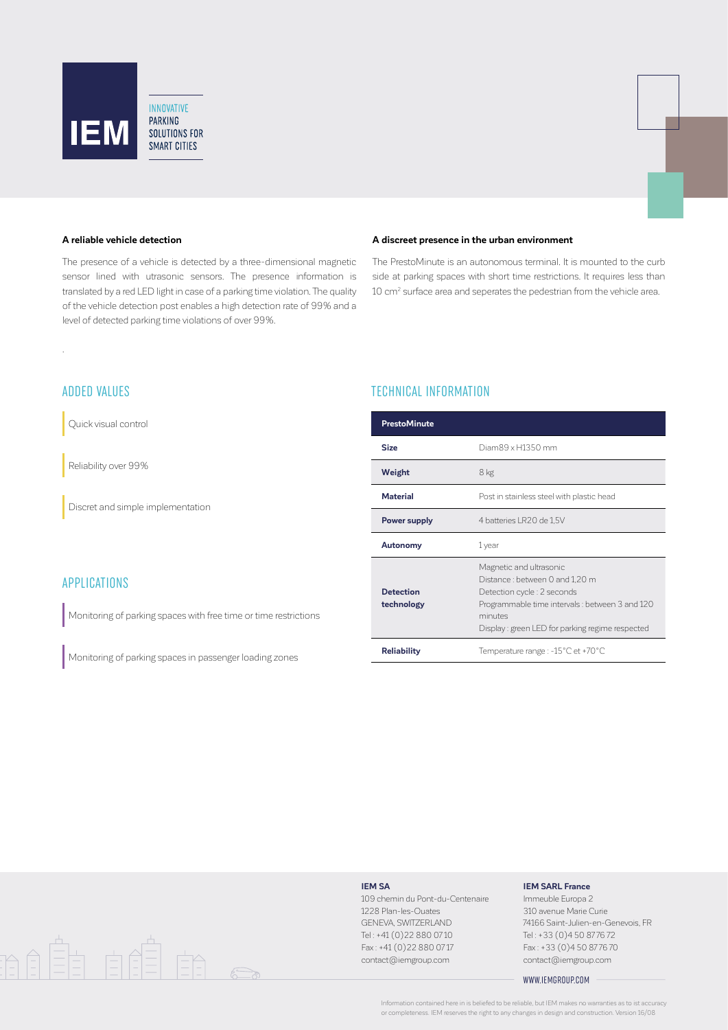IEM

INNOVATIVE PARKING SOLUTIONS FOR SMART CITIES

### A reliable vehicle detection

The presence of a vehicle is detected by a three-dimensional magnetic sensor lined with utrasonic sensors. The presence information is translated by a red LED light in case of a parking time violation. The quality of the vehicle detection post enables a high detection rate of 99% and a level of detected parking time violations of over 99%.

### A discreet presence in the urban environment

The PrestoMinute is an autonomous terminal. It is mounted to the curb side at parking spaces with short time restrictions. It requires less than 10 cm² surface area and seperates the pedestrian from the vehicle area.

## ADDED VALUES

- Quick visual control
- Reliability over 99%
- Discret and simple implementation

## APPLICATIONS

- Monitoring of parking spaces with free time or time restrictions
- Monitoring of parking spaces in passenger loading zones

## TECHNICAL INFORMATION

| PrestoMinute | |
|---|---|
| **Size** | Diam89 x H1350 mm |
| **Weight** | 8 kg |
| **Material** | Post in stainless steel with plastic head |
| **Power supply** | 4 batteries LR20 de 1,5V |
| **Autonomy** | 1 year |
| **Detection technology** | Magnetic and ultrasonic<br>Distance : between 0 and 1,20 m<br>Detection cycle : 2 seconds<br>Programmable time intervals : between 3 and 120 minutes<br>Display : green LED for parking regime respected |
| **Reliability** | Temperature range : -15°C et +70°C |

**IEM SA**
109 chemin du Pont-du-Centenaire
1228 Plan-les-Ouates
GENEVA, SWITZERLAND
Tel : +41 (0)22 880 07 10
Fax : +41 (0)22 880 07 17
contact@iemgroup.com

**IEM SARL France**
Immeuble Europa 2
310 avenue Marie Curie
74166 Saint-Julien-en-Genevois, FR
Tel : +33 (0)4 50 87 76 72
Fax : +33 (0)4 50 87 76 70
contact@iemgroup.com

WWW.IEMGROUP.COM

Information contained here in is beliefed to be reliable, but IEM makes no warranties as to ist accuracy or completeness. IEM reserves the right to any changes in design and construction. Version 16/08